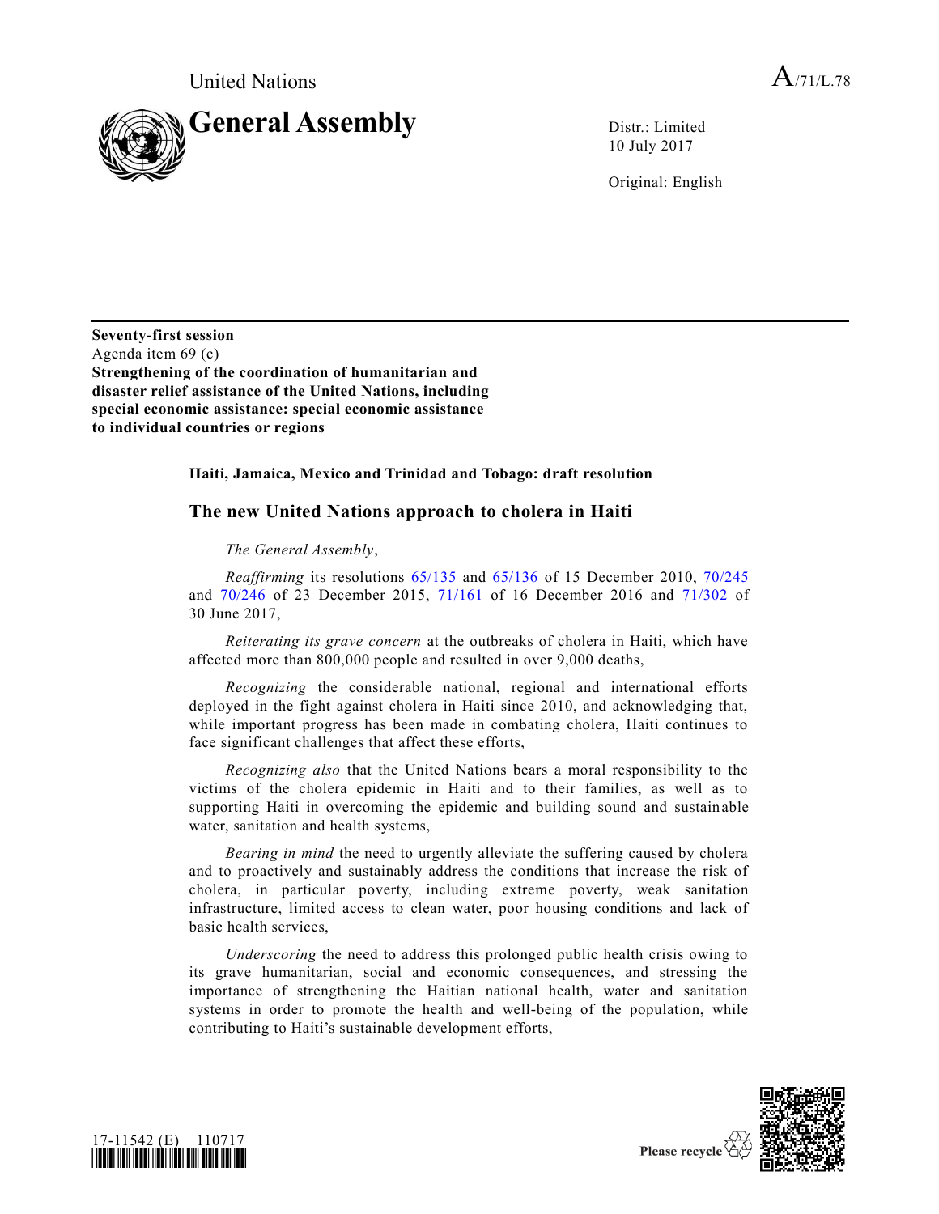United Nations

A/71/L.78

# General Assembly

Distr.: Limited
10 July 2017

Original: English

**Seventy-first session**
Agenda item 69 (c)
**Strengthening of the coordination of humanitarian and disaster relief assistance of the United Nations, including special economic assistance: special economic assistance to individual countries or regions**

**Haiti, Jamaica, Mexico and Trinidad and Tobago: draft resolution**

## The new United Nations approach to cholera in Haiti

*The General Assembly*,

*Reaffirming* its resolutions 65/135 and 65/136 of 15 December 2010, 70/245 and 70/246 of 23 December 2015, 71/161 of 16 December 2016 and 71/302 of 30 June 2017,

*Reiterating its grave concern* at the outbreaks of cholera in Haiti, which have affected more than 800,000 people and resulted in over 9,000 deaths,

*Recognizing* the considerable national, regional and international efforts deployed in the fight against cholera in Haiti since 2010, and acknowledging that, while important progress has been made in combating cholera, Haiti continues to face significant challenges that affect these efforts,

*Recognizing also* that the United Nations bears a moral responsibility to the victims of the cholera epidemic in Haiti and to their families, as well as to supporting Haiti in overcoming the epidemic and building sound and sustainable water, sanitation and health systems,

*Bearing in mind* the need to urgently alleviate the suffering caused by cholera and to proactively and sustainably address the conditions that increase the risk of cholera, in particular poverty, including extreme poverty, weak sanitation infrastructure, limited access to clean water, poor housing conditions and lack of basic health services,

*Underscoring* the need to address this prolonged public health crisis owing to its grave humanitarian, social and economic consequences, and stressing the importance of strengthening the Haitian national health, water and sanitation systems in order to promote the health and well-being of the population, while contributing to Haiti's sustainable development efforts,

17-11542 (E) 110717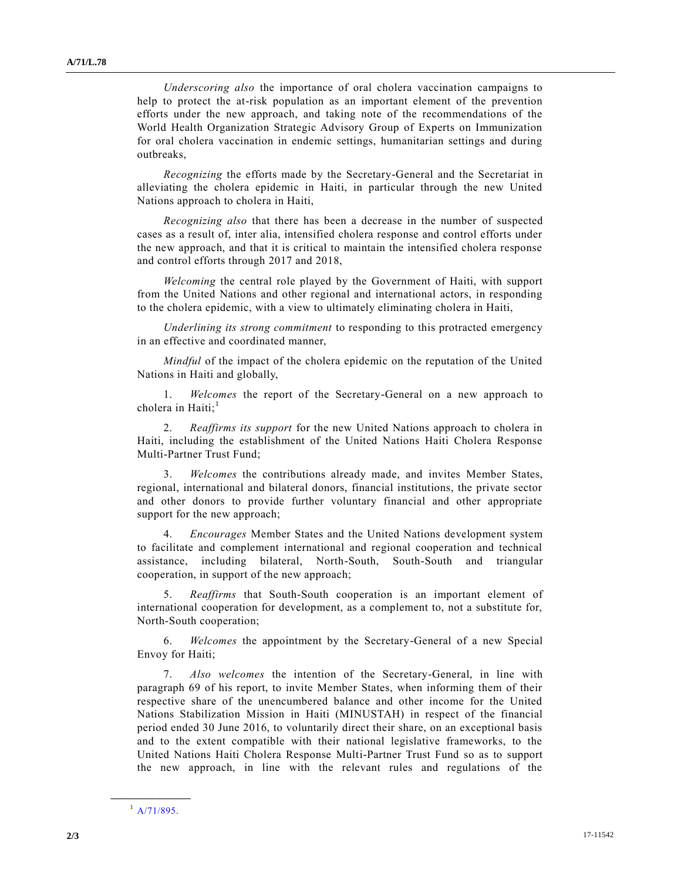*Underscoring also* the importance of oral cholera vaccination campaigns to help to protect the at-risk population as an important element of the prevention efforts under the new approach, and taking note of the recommendations of the World Health Organization Strategic Advisory Group of Experts on Immunization for oral cholera vaccination in endemic settings, humanitarian settings and during outbreaks,

*Recognizing* the efforts made by the Secretary-General and the Secretariat in alleviating the cholera epidemic in Haiti, in particular through the new United Nations approach to cholera in Haiti,

*Recognizing also* that there has been a decrease in the number of suspected cases as a result of, inter alia, intensified cholera response and control efforts under the new approach, and that it is critical to maintain the intensified cholera response and control efforts through 2017 and 2018,

*Welcoming* the central role played by the Government of Haiti, with support from the United Nations and other regional and international actors, in responding to the cholera epidemic, with a view to ultimately eliminating cholera in Haiti,

*Underlining its strong commitment* to responding to this protracted emergency in an effective and coordinated manner,

*Mindful* of the impact of the cholera epidemic on the reputation of the United Nations in Haiti and globally,

1. *Welcomes* the report of the Secretary-General on a new approach to cholera in Haiti;[1]

2. *Reaffirms its support* for the new United Nations approach to cholera in Haiti, including the establishment of the United Nations Haiti Cholera Response Multi-Partner Trust Fund;

3. *Welcomes* the contributions already made, and invites Member States, regional, international and bilateral donors, financial institutions, the private sector and other donors to provide further voluntary financial and other appropriate support for the new approach;

4. *Encourages* Member States and the United Nations development system to facilitate and complement international and regional cooperation and technical assistance, including bilateral, North-South, South-South and triangular cooperation, in support of the new approach;

5. *Reaffirms* that South-South cooperation is an important element of international cooperation for development, as a complement to, not a substitute for, North-South cooperation;

6. *Welcomes* the appointment by the Secretary-General of a new Special Envoy for Haiti;

7. *Also welcomes* the intention of the Secretary-General, in line with paragraph 69 of his report, to invite Member States, when informing them of their respective share of the unencumbered balance and other income for the United Nations Stabilization Mission in Haiti (MINUSTAH) in respect of the financial period ended 30 June 2016, to voluntarily direct their share, on an exceptional basis and to the extent compatible with their national legislative frameworks, to the United Nations Haiti Cholera Response Multi-Partner Trust Fund so as to support the new approach, in line with the relevant rules and regulations of the

---

[1] A/71/895.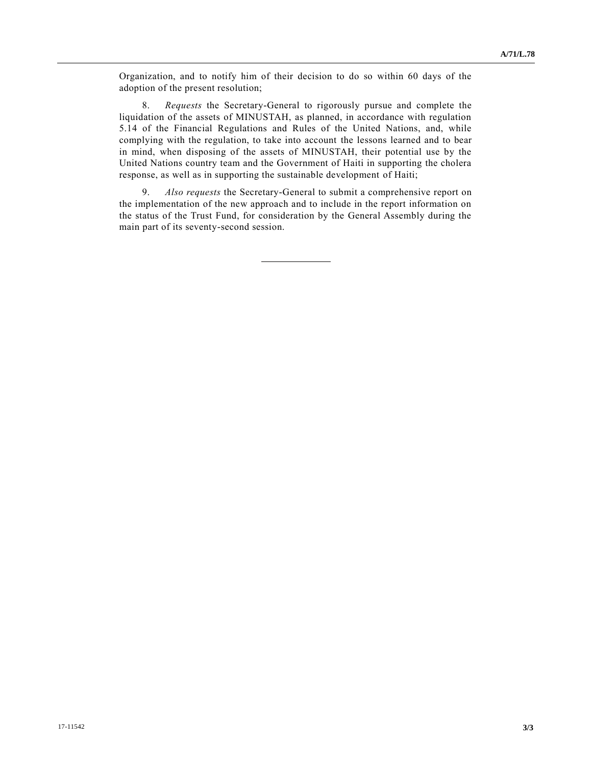Organization, and to notify him of their decision to do so within 60 days of the adoption of the present resolution;

8. *Requests* the Secretary-General to rigorously pursue and complete the liquidation of the assets of MINUSTAH, as planned, in accordance with regulation 5.14 of the Financial Regulations and Rules of the United Nations, and, while complying with the regulation, to take into account the lessons learned and to bear in mind, when disposing of the assets of MINUSTAH, their potential use by the United Nations country team and the Government of Haiti in supporting the cholera response, as well as in supporting the sustainable development of Haiti;

9. *Also requests* the Secretary-General to submit a comprehensive report on the implementation of the new approach and to include in the report information on the status of the Trust Fund, for consideration by the General Assembly during the main part of its seventy-second session.